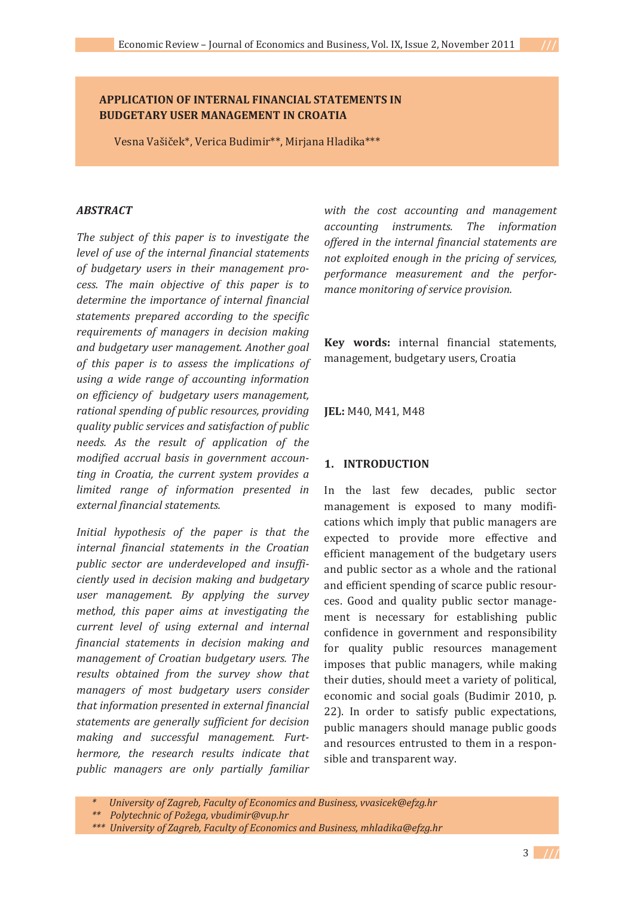# APPLICATION OF INTERNAL FINANCIAL STATEMENTS IN BUDGETARY USER MANAGEMENT IN CROATIA

Vesna Vašiček*, Verica Budimir**, Mirjana Hladika***

## *ABSTRACT*

*The subject of this paper is to investigate the level of use of the internal financial statements of budgetary users in their management process. The main objective of this paper is to determine the importance of internal financial statements prepared according to the specific requirements of managers in decision making and budgetary user management. Another goal of this paper is to assess the implications of using a wide range of accounting information on efficiency of budgetary users management, rational spending of public resources, providing quality public services and satisfaction of public needs. As the result of application of the modified accrual basis in government accounting in Croatia, the current system provides a limited range of information presented in external financial statements.*

*Initial hypothesis of the paper is that the internal financial statements in the Croatian public sector are underdeveloped and insufficiently used in decision making and budgetary user management. By applying the survey method, this paper aims at investigating the current level of using external and internal financial statements in decision making and management of Croatian budgetary users. The results obtained from the survey show that managers of most budgetary users consider that information presented in external financial statements are generally sufficient for decision making and successful management. Furthermore, the research results indicate that public managers are only partially familiar with the cost accounting and management accounting instruments. The information offered in the internal financial statements are not exploited enough in the pricing of services, performance measurement and the performance monitoring of service provision.*

**Key words:** internal financial statements, management, budgetary users, Croatia

**JEL:** M40, M41, M48

## 1. INTRODUCTION

In the last few decades, public sector management is exposed to many modifications which imply that public managers are expected to provide more effective and efficient management of the budgetary users and public sector as a whole and the rational and efficient spending of scarce public resources. Good and quality public sector management is necessary for establishing public confidence in government and responsibility for quality public resources management imposes that public managers, while making their duties, should meet a variety of political, economic and social goals (Budimir 2010, p. 22). In order to satisfy public expectations, public managers should manage public goods and resources entrusted to them in a responsible and transparent way.

---

\* *University of Zagreb, Faculty of Economics and Business, vvasicek@efzg.hr*

\*\* *Polytechnic of Požega, vbudimir@vup.hr*

\*\*\* *University of Zagreb, Faculty of Economics and Business, mhladika@efzg.hr*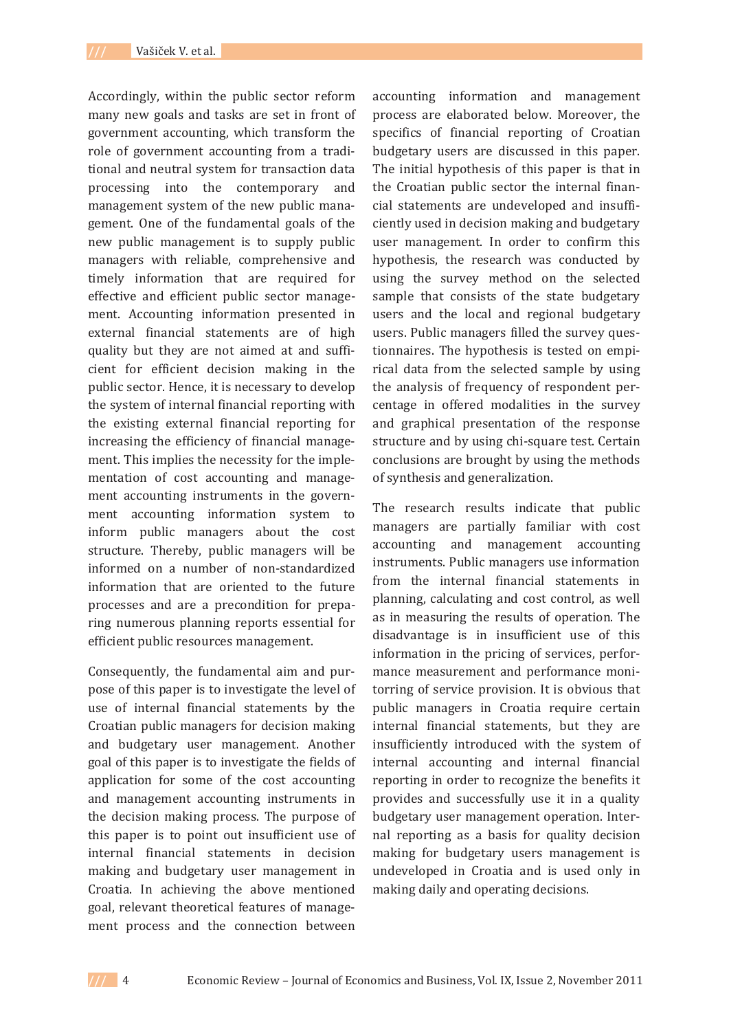Accordingly, within the public sector reform many new goals and tasks are set in front of government accounting, which transform the role of government accounting from a traditional and neutral system for transaction data processing into the contemporary and management system of the new public management. One of the fundamental goals of the new public management is to supply public managers with reliable, comprehensive and timely information that are required for effective and efficient public sector management. Accounting information presented in external financial statements are of high quality but they are not aimed at and sufficient for efficient decision making in the public sector. Hence, it is necessary to develop the system of internal financial reporting with the existing external financial reporting for increasing the efficiency of financial management. This implies the necessity for the implementation of cost accounting and management accounting instruments in the government accounting information system to inform public managers about the cost structure. Thereby, public managers will be informed on a number of non-standardized information that are oriented to the future processes and are a precondition for preparing numerous planning reports essential for efficient public resources management.

Consequently, the fundamental aim and purpose of this paper is to investigate the level of use of internal financial statements by the Croatian public managers for decision making and budgetary user management. Another goal of this paper is to investigate the fields of application for some of the cost accounting and management accounting instruments in the decision making process. The purpose of this paper is to point out insufficient use of internal financial statements in decision making and budgetary user management in Croatia. In achieving the above mentioned goal, relevant theoretical features of management process and the connection between accounting information and management process are elaborated below. Moreover, the specifics of financial reporting of Croatian budgetary users are discussed in this paper. The initial hypothesis of this paper is that in the Croatian public sector the internal financial statements are undeveloped and insufficiently used in decision making and budgetary user management. In order to confirm this hypothesis, the research was conducted by using the survey method on the selected sample that consists of the state budgetary users and the local and regional budgetary users. Public managers filled the survey questionnaires. The hypothesis is tested on empirical data from the selected sample by using the analysis of frequency of respondent percentage in offered modalities in the survey and graphical presentation of the response structure and by using chi-square test. Certain conclusions are brought by using the methods of synthesis and generalization.

The research results indicate that public managers are partially familiar with cost accounting and management accounting instruments. Public managers use information from the internal financial statements in planning, calculating and cost control, as well as in measuring the results of operation. The disadvantage is in insufficient use of this information in the pricing of services, performance measurement and performance monitorring of service provision. It is obvious that public managers in Croatia require certain internal financial statements, but they are insufficiently introduced with the system of internal accounting and internal financial reporting in order to recognize the benefits it provides and successfully use it in a quality budgetary user management operation. Internal reporting as a basis for quality decision making for budgetary users management is undeveloped in Croatia and is used only in making daily and operating decisions.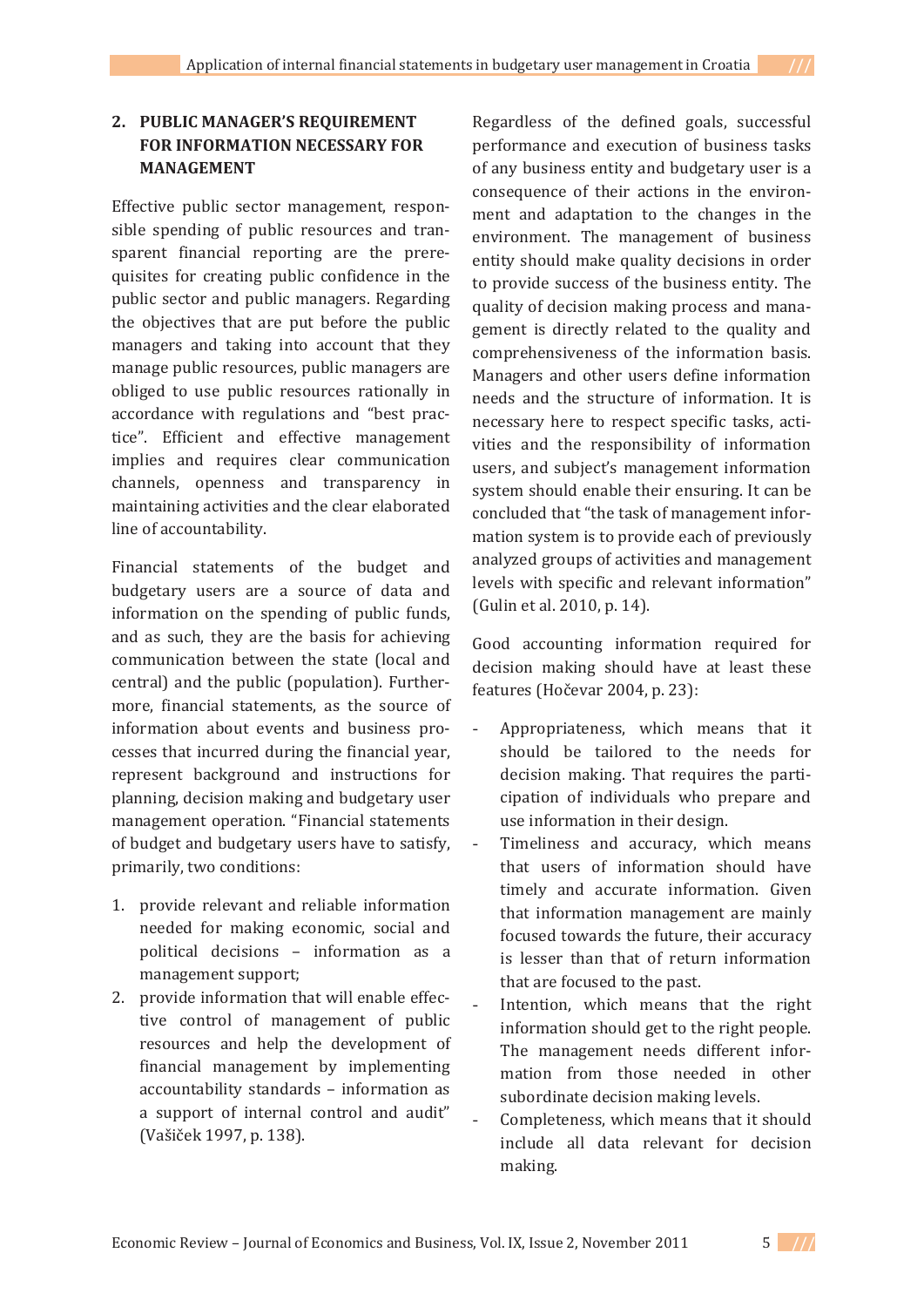## 2. PUBLIC MANAGER'S REQUIREMENT FOR INFORMATION NECESSARY FOR MANAGEMENT

Effective public sector management, responsible spending of public resources and transparent financial reporting are the prerequisites for creating public confidence in the public sector and public managers. Regarding the objectives that are put before the public managers and taking into account that they manage public resources, public managers are obliged to use public resources rationally in accordance with regulations and "best practice". Efficient and effective management implies and requires clear communication channels, openness and transparency in maintaining activities and the clear elaborated line of accountability.

Financial statements of the budget and budgetary users are a source of data and information on the spending of public funds, and as such, they are the basis for achieving communication between the state (local and central) and the public (population). Furthermore, financial statements, as the source of information about events and business processes that incurred during the financial year, represent background and instructions for planning, decision making and budgetary user management operation. "Financial statements of budget and budgetary users have to satisfy, primarily, two conditions:

1. provide relevant and reliable information needed for making economic, social and political decisions – information as a management support;
2. provide information that will enable effective control of management of public resources and help the development of financial management by implementing accountability standards – information as a support of internal control and audit" (Vašiček 1997, p. 138).

Regardless of the defined goals, successful performance and execution of business tasks of any business entity and budgetary user is a consequence of their actions in the environment and adaptation to the changes in the environment. The management of business entity should make quality decisions in order to provide success of the business entity. The quality of decision making process and management is directly related to the quality and comprehensiveness of the information basis. Managers and other users define information needs and the structure of information. It is necessary here to respect specific tasks, activities and the responsibility of information users, and subject's management information system should enable their ensuring. It can be concluded that "the task of management information system is to provide each of previously analyzed groups of activities and management levels with specific and relevant information" (Gulin et al. 2010, p. 14).

Good accounting information required for decision making should have at least these features (Hočevar 2004, p. 23):

- Appropriateness, which means that it should be tailored to the needs for decision making. That requires the participation of individuals who prepare and use information in their design.
- Timeliness and accuracy, which means that users of information should have timely and accurate information. Given that information management are mainly focused towards the future, their accuracy is lesser than that of return information that are focused to the past.
- Intention, which means that the right information should get to the right people. The management needs different information from those needed in other subordinate decision making levels.
- Completeness, which means that it should include all data relevant for decision making.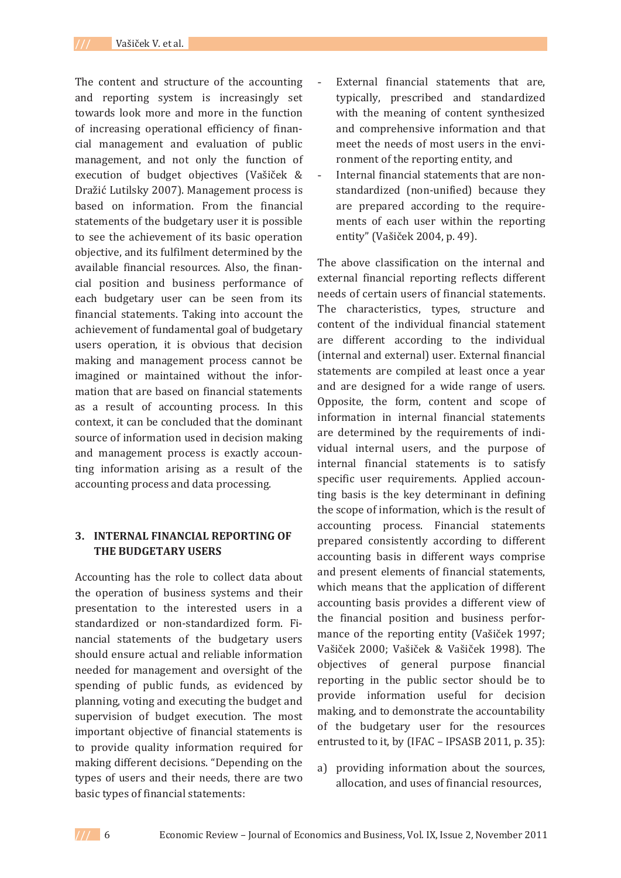The content and structure of the accounting and reporting system is increasingly set towards look more and more in the function of increasing operational efficiency of financial management and evaluation of public management, and not only the function of execution of budget objectives (Vašiček & Dražić Lutilsky 2007). Management process is based on information. From the financial statements of the budgetary user it is possible to see the achievement of its basic operation objective, and its fulfilment determined by the available financial resources. Also, the financial position and business performance of each budgetary user can be seen from its financial statements. Taking into account the achievement of fundamental goal of budgetary users operation, it is obvious that decision making and management process cannot be imagined or maintained without the information that are based on financial statements as a result of accounting process. In this context, it can be concluded that the dominant source of information used in decision making and management process is exactly accounting information arising as a result of the accounting process and data processing.

## 3. INTERNAL FINANCIAL REPORTING OF THE BUDGETARY USERS

Accounting has the role to collect data about the operation of business systems and their presentation to the interested users in a standardized or non-standardized form. Financial statements of the budgetary users should ensure actual and reliable information needed for management and oversight of the spending of public funds, as evidenced by planning, voting and executing the budget and supervision of budget execution. The most important objective of financial statements is to provide quality information required for making different decisions. "Depending on the types of users and their needs, there are two basic types of financial statements:

- External financial statements that are, typically, prescribed and standardized with the meaning of content synthesized and comprehensive information and that meet the needs of most users in the environment of the reporting entity, and
- Internal financial statements that are non-standardized (non-unified) because they are prepared according to the requirements of each user within the reporting entity" (Vašiček 2004, p. 49).

The above classification on the internal and external financial reporting reflects different needs of certain users of financial statements. The characteristics, types, structure and content of the individual financial statement are different according to the individual (internal and external) user. External financial statements are compiled at least once a year and are designed for a wide range of users. Opposite, the form, content and scope of information in internal financial statements are determined by the requirements of individual internal users, and the purpose of internal financial statements is to satisfy specific user requirements. Applied accounting basis is the key determinant in defining the scope of information, which is the result of accounting process. Financial statements prepared consistently according to different accounting basis in different ways comprise and present elements of financial statements, which means that the application of different accounting basis provides a different view of the financial position and business performance of the reporting entity (Vašiček 1997; Vašiček 2000; Vašiček & Vašiček 1998). The objectives of general purpose financial reporting in the public sector should be to provide information useful for decision making, and to demonstrate the accountability of the budgetary user for the resources entrusted to it, by (IFAC – IPSASB 2011, p. 35):

a) providing information about the sources, allocation, and uses of financial resources,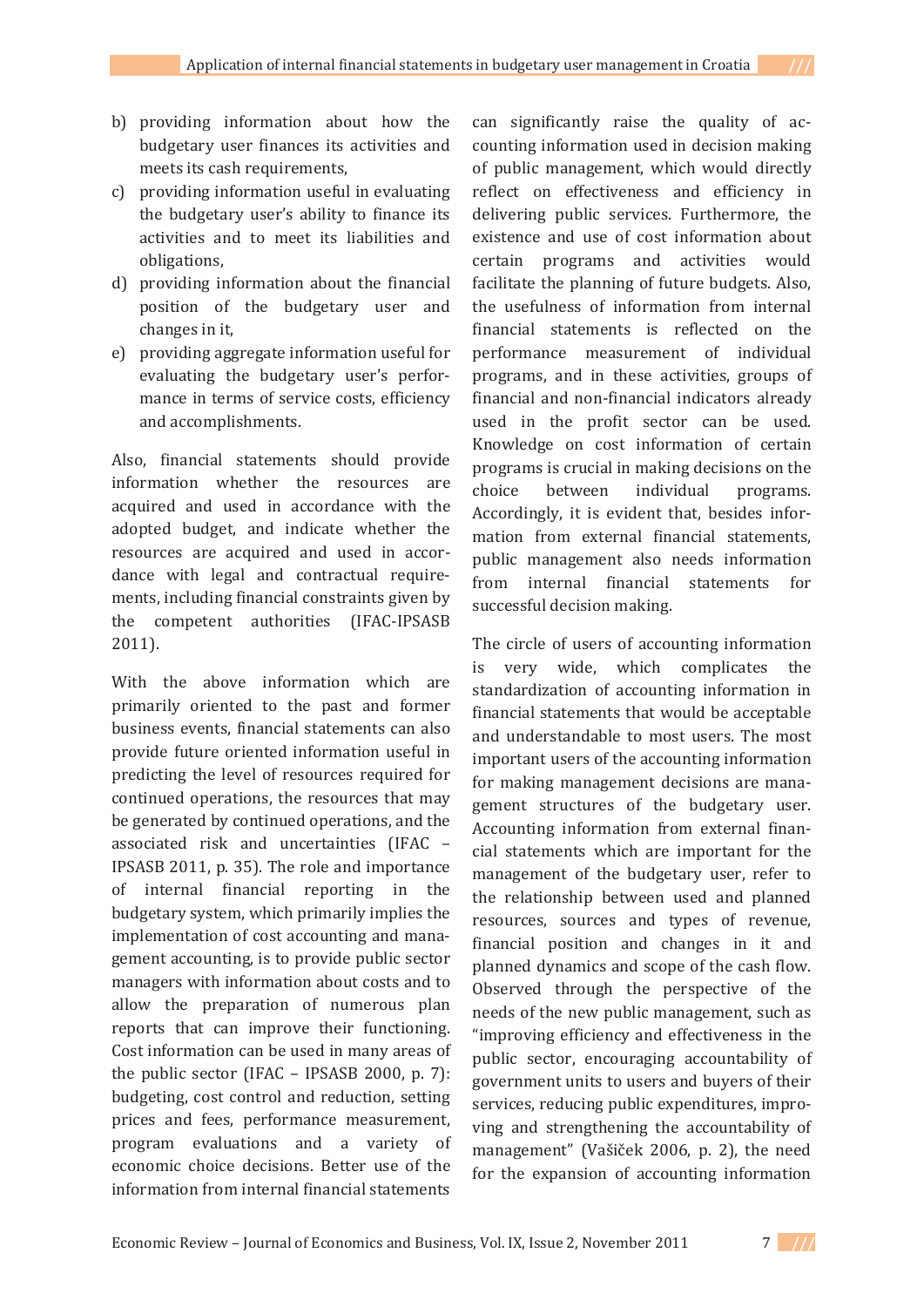b) providing information about how the budgetary user finances its activities and meets its cash requirements,
c) providing information useful in evaluating the budgetary user's ability to finance its activities and to meet its liabilities and obligations,
d) providing information about the financial position of the budgetary user and changes in it,
e) providing aggregate information useful for evaluating the budgetary user's performance in terms of service costs, efficiency and accomplishments.

Also, financial statements should provide information whether the resources are acquired and used in accordance with the adopted budget, and indicate whether the resources are acquired and used in accordance with legal and contractual requirements, including financial constraints given by the competent authorities (IFAC-IPSASB 2011).

With the above information which are primarily oriented to the past and former business events, financial statements can also provide future oriented information useful in predicting the level of resources required for continued operations, the resources that may be generated by continued operations, and the associated risk and uncertainties (IFAC – IPSASB 2011, p. 35). The role and importance of internal financial reporting in the budgetary system, which primarily implies the implementation of cost accounting and management accounting, is to provide public sector managers with information about costs and to allow the preparation of numerous plan reports that can improve their functioning. Cost information can be used in many areas of the public sector (IFAC – IPSASB 2000, p. 7): budgeting, cost control and reduction, setting prices and fees, performance measurement, program evaluations and a variety of economic choice decisions. Better use of the information from internal financial statements can significantly raise the quality of accounting information used in decision making of public management, which would directly reflect on effectiveness and efficiency in delivering public services. Furthermore, the existence and use of cost information about certain programs and activities would facilitate the planning of future budgets. Also, the usefulness of information from internal financial statements is reflected on the performance measurement of individual programs, and in these activities, groups of financial and non-financial indicators already used in the profit sector can be used. Knowledge on cost information of certain programs is crucial in making decisions on the choice between individual programs. Accordingly, it is evident that, besides information from external financial statements, public management also needs information from internal financial statements for successful decision making.

The circle of users of accounting information is very wide, which complicates the standardization of accounting information in financial statements that would be acceptable and understandable to most users. The most important users of the accounting information for making management decisions are management structures of the budgetary user. Accounting information from external financial statements which are important for the management of the budgetary user, refer to the relationship between used and planned resources, sources and types of revenue, financial position and changes in it and planned dynamics and scope of the cash flow. Observed through the perspective of the needs of the new public management, such as "improving efficiency and effectiveness in the public sector, encouraging accountability of government units to users and buyers of their services, reducing public expenditures, improving and strengthening the accountability of management" (Vašiček 2006, p. 2), the need for the expansion of accounting information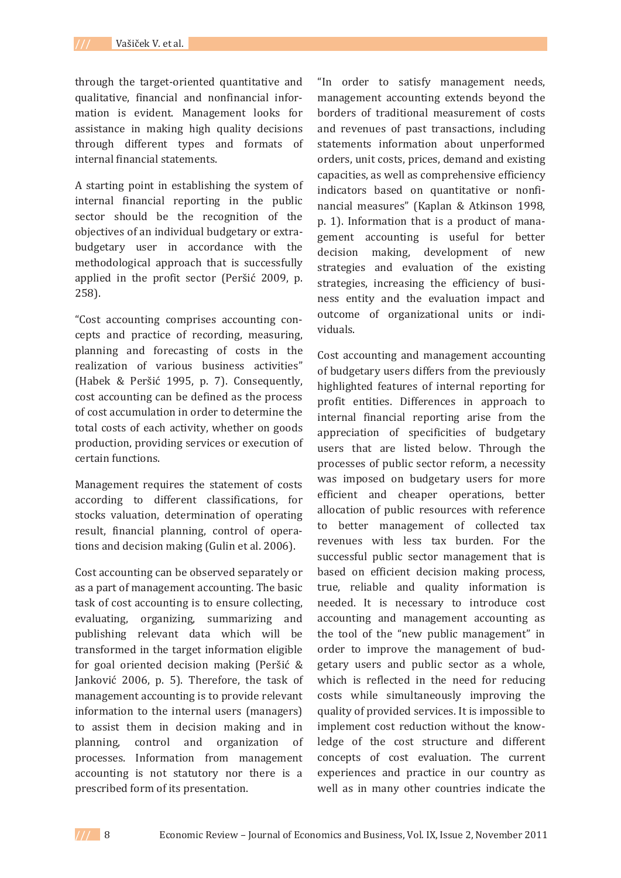through the target-oriented quantitative and qualitative, financial and nonfinancial information is evident. Management looks for assistance in making high quality decisions through different types and formats of internal financial statements.

A starting point in establishing the system of internal financial reporting in the public sector should be the recognition of the objectives of an individual budgetary or extra-budgetary user in accordance with the methodological approach that is successfully applied in the profit sector (Peršić 2009, p. 258).

"Cost accounting comprises accounting concepts and practice of recording, measuring, planning and forecasting of costs in the realization of various business activities" (Habek & Peršić 1995, p. 7). Consequently, cost accounting can be defined as the process of cost accumulation in order to determine the total costs of each activity, whether on goods production, providing services or execution of certain functions.

Management requires the statement of costs according to different classifications, for stocks valuation, determination of operating result, financial planning, control of operations and decision making (Gulin et al. 2006).

Cost accounting can be observed separately or as a part of management accounting. The basic task of cost accounting is to ensure collecting, evaluating, organizing, summarizing and publishing relevant data which will be transformed in the target information eligible for goal oriented decision making (Peršić & Janković 2006, p. 5). Therefore, the task of management accounting is to provide relevant information to the internal users (managers) to assist them in decision making and in planning, control and organization of processes. Information from management accounting is not statutory nor there is a prescribed form of its presentation.

"In order to satisfy management needs, management accounting extends beyond the borders of traditional measurement of costs and revenues of past transactions, including statements information about unperformed orders, unit costs, prices, demand and existing capacities, as well as comprehensive efficiency indicators based on quantitative or nonfinancial measures" (Kaplan & Atkinson 1998, p. 1). Information that is a product of management accounting is useful for better decision making, development of new strategies and evaluation of the existing strategies, increasing the efficiency of business entity and the evaluation impact and outcome of organizational units or individuals.

Cost accounting and management accounting of budgetary users differs from the previously highlighted features of internal reporting for profit entities. Differences in approach to internal financial reporting arise from the appreciation of specificities of budgetary users that are listed below. Through the processes of public sector reform, a necessity was imposed on budgetary users for more efficient and cheaper operations, better allocation of public resources with reference to better management of collected tax revenues with less tax burden. For the successful public sector management that is based on efficient decision making process, true, reliable and quality information is needed. It is necessary to introduce cost accounting and management accounting as the tool of the "new public management" in order to improve the management of budgetary users and public sector as a whole, which is reflected in the need for reducing costs while simultaneously improving the quality of provided services. It is impossible to implement cost reduction without the knowledge of the cost structure and different concepts of cost evaluation. The current experiences and practice in our country as well as in many other countries indicate the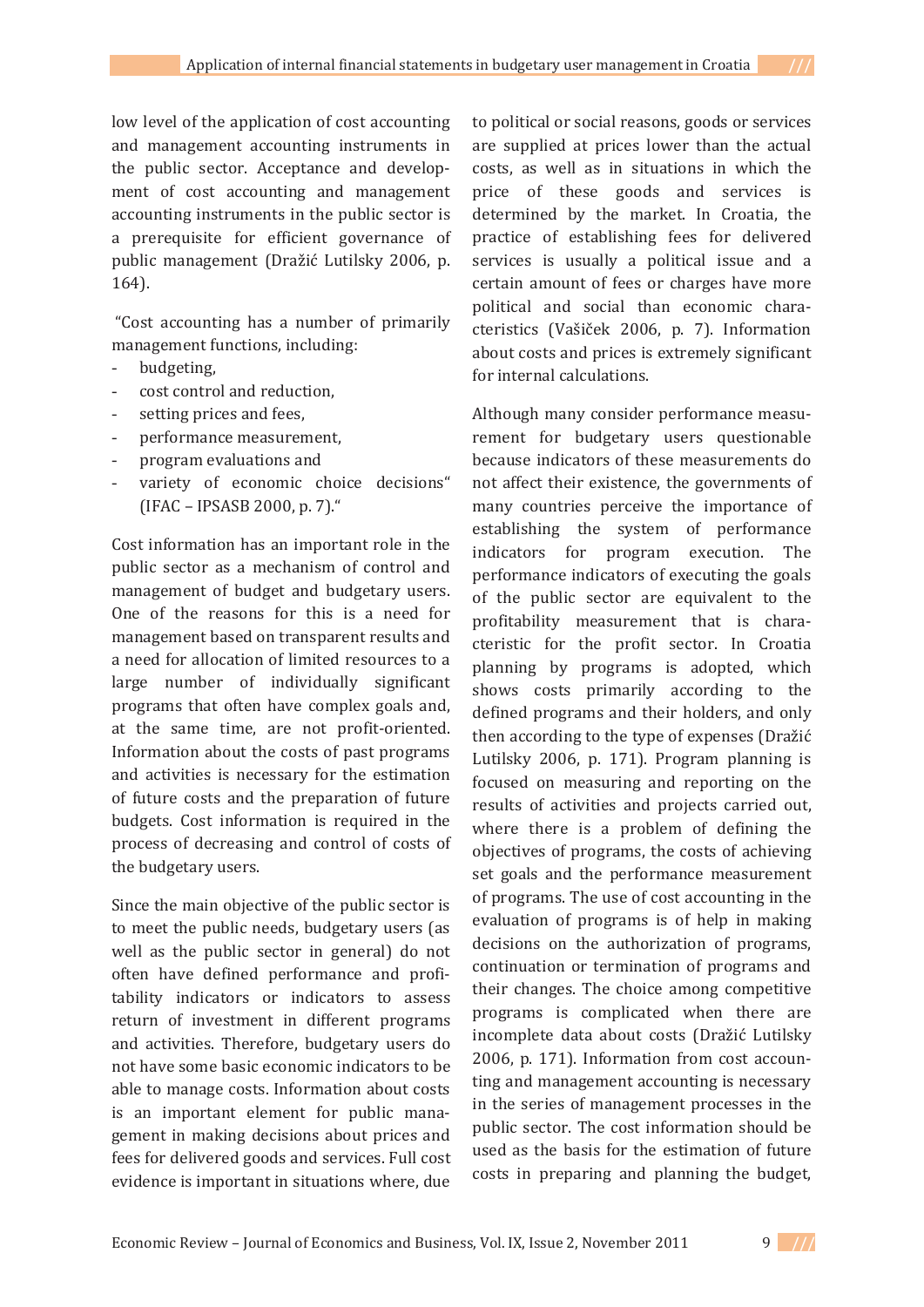low level of the application of cost accounting and management accounting instruments in the public sector. Acceptance and development of cost accounting and management accounting instruments in the public sector is a prerequisite for efficient governance of public management (Dražić Lutilsky 2006, p. 164).

"Cost accounting has a number of primarily management functions, including:

- budgeting,
- cost control and reduction,
- setting prices and fees,
- performance measurement,
- program evaluations and
- variety of economic choice decisions" (IFAC – IPSASB 2000, p. 7)."

Cost information has an important role in the public sector as a mechanism of control and management of budget and budgetary users. One of the reasons for this is a need for management based on transparent results and a need for allocation of limited resources to a large number of individually significant programs that often have complex goals and, at the same time, are not profit-oriented. Information about the costs of past programs and activities is necessary for the estimation of future costs and the preparation of future budgets. Cost information is required in the process of decreasing and control of costs of the budgetary users.

Since the main objective of the public sector is to meet the public needs, budgetary users (as well as the public sector in general) do not often have defined performance and profitability indicators or indicators to assess return of investment in different programs and activities. Therefore, budgetary users do not have some basic economic indicators to be able to manage costs. Information about costs is an important element for public management in making decisions about prices and fees for delivered goods and services. Full cost evidence is important in situations where, due to political or social reasons, goods or services are supplied at prices lower than the actual costs, as well as in situations in which the price of these goods and services is determined by the market. In Croatia, the practice of establishing fees for delivered services is usually a political issue and a certain amount of fees or charges have more political and social than economic characteristics (Vašiček 2006, p. 7). Information about costs and prices is extremely significant for internal calculations.

Although many consider performance measurement for budgetary users questionable because indicators of these measurements do not affect their existence, the governments of many countries perceive the importance of establishing the system of performance indicators for program execution. The performance indicators of executing the goals of the public sector are equivalent to the profitability measurement that is characteristic for the profit sector. In Croatia planning by programs is adopted, which shows costs primarily according to the defined programs and their holders, and only then according to the type of expenses (Dražić Lutilsky 2006, p. 171). Program planning is focused on measuring and reporting on the results of activities and projects carried out, where there is a problem of defining the objectives of programs, the costs of achieving set goals and the performance measurement of programs. The use of cost accounting in the evaluation of programs is of help in making decisions on the authorization of programs, continuation or termination of programs and their changes. The choice among competitive programs is complicated when there are incomplete data about costs (Dražić Lutilsky 2006, p. 171). Information from cost accounting and management accounting is necessary in the series of management processes in the public sector. The cost information should be used as the basis for the estimation of future costs in preparing and planning the budget,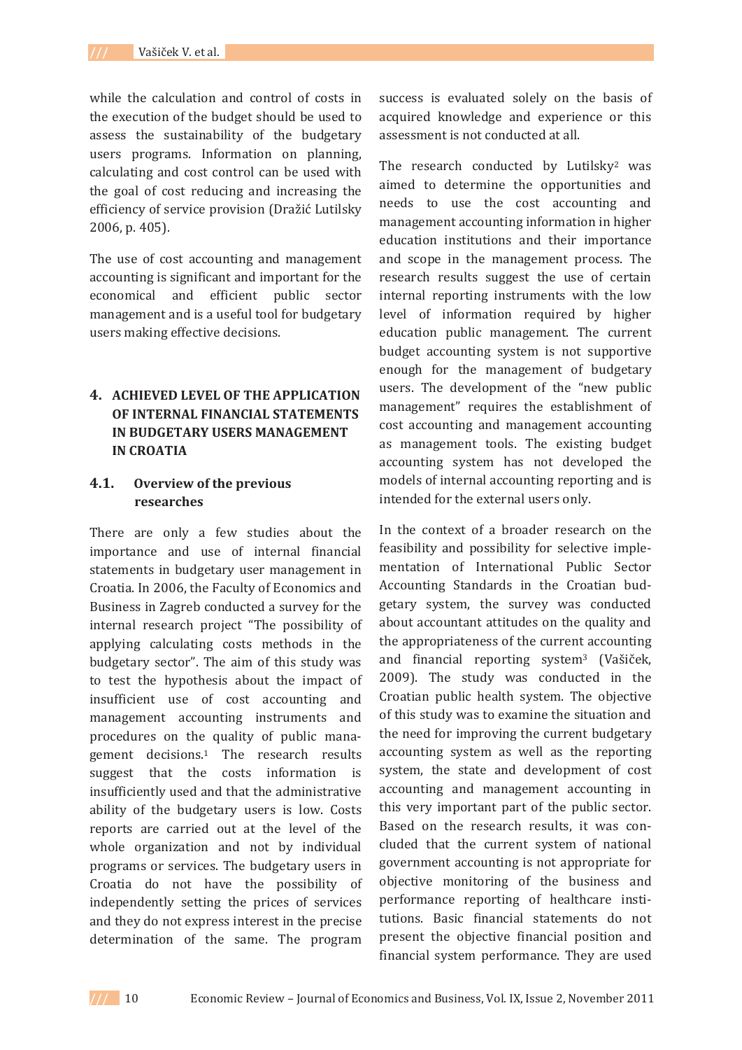while the calculation and control of costs in the execution of the budget should be used to assess the sustainability of the budgetary users programs. Information on planning, calculating and cost control can be used with the goal of cost reducing and increasing the efficiency of service provision (Dražić Lutilsky 2006, p. 405).

The use of cost accounting and management accounting is significant and important for the economical and efficient public sector management and is a useful tool for budgetary users making effective decisions.

## 4. ACHIEVED LEVEL OF THE APPLICATION OF INTERNAL FINANCIAL STATEMENTS IN BUDGETARY USERS MANAGEMENT IN CROATIA

### 4.1. Overview of the previous researches

There are only a few studies about the importance and use of internal financial statements in budgetary user management in Croatia. In 2006, the Faculty of Economics and Business in Zagreb conducted a survey for the internal research project "The possibility of applying calculating costs methods in the budgetary sector". The aim of this study was to test the hypothesis about the impact of insufficient use of cost accounting and management accounting instruments and procedures on the quality of public management decisions.[1] The research results suggest that the costs information is insufficiently used and that the administrative ability of the budgetary users is low. Costs reports are carried out at the level of the whole organization and not by individual programs or services. The budgetary users in Croatia do not have the possibility of independently setting the prices of services and they do not express interest in the precise determination of the same. The program success is evaluated solely on the basis of acquired knowledge and experience or this assessment is not conducted at all.

The research conducted by Lutilsky[2] was aimed to determine the opportunities and needs to use the cost accounting and management accounting information in higher education institutions and their importance and scope in the management process. The research results suggest the use of certain internal reporting instruments with the low level of information required by higher education public management. The current budget accounting system is not supportive enough for the management of budgetary users. The development of the "new public management" requires the establishment of cost accounting and management accounting as management tools. The existing budget accounting system has not developed the models of internal accounting reporting and is intended for the external users only.

In the context of a broader research on the feasibility and possibility for selective implementation of International Public Sector Accounting Standards in the Croatian budgetary system, the survey was conducted about accountant attitudes on the quality and the appropriateness of the current accounting and financial reporting system[3] (Vašiček, 2009). The study was conducted in the Croatian public health system. The objective of this study was to examine the situation and the need for improving the current budgetary accounting system as well as the reporting system, the state and development of cost accounting and management accounting in this very important part of the public sector. Based on the research results, it was concluded that the current system of national government accounting is not appropriate for objective monitoring of the business and performance reporting of healthcare institutions. Basic financial statements do not present the objective financial position and financial system performance. They are used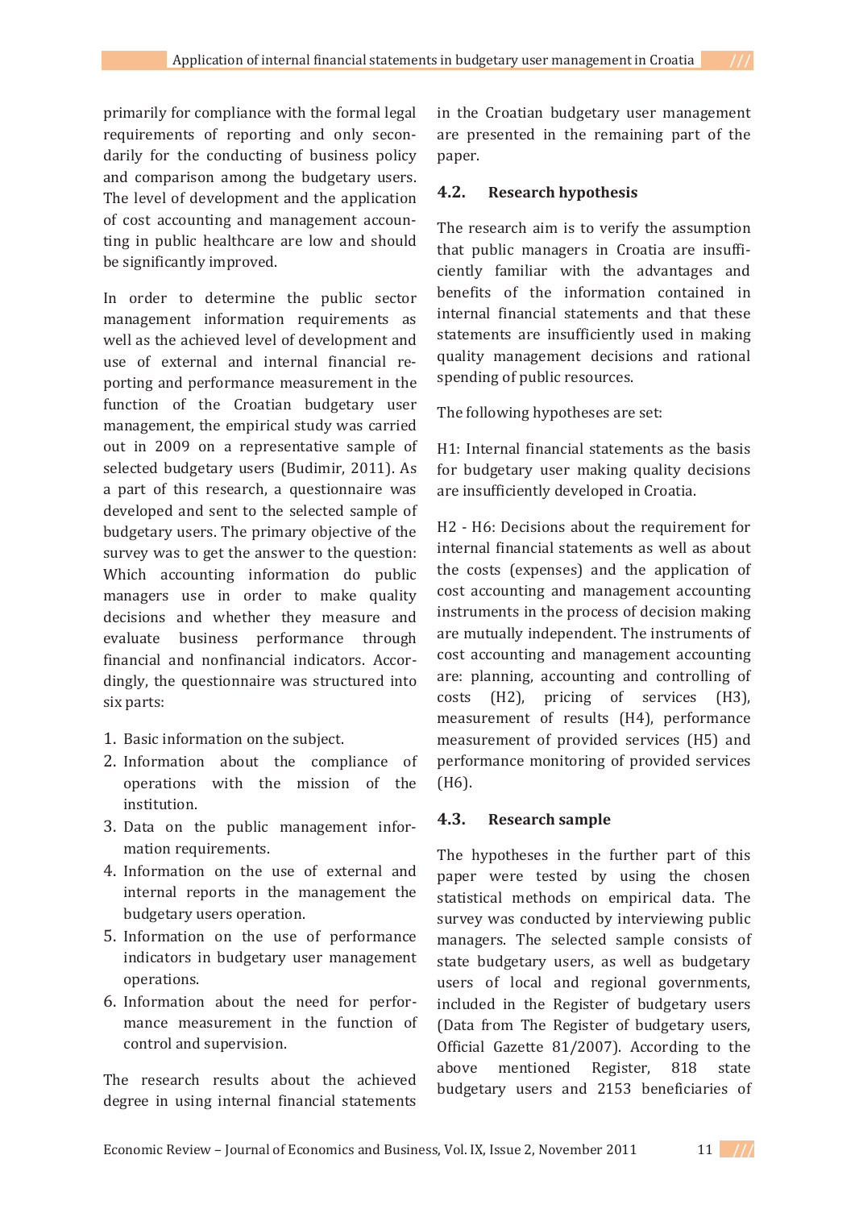primarily for compliance with the formal legal requirements of reporting and only secondarily for the conducting of business policy and comparison among the budgetary users. The level of development and the application of cost accounting and management accounting in public healthcare are low and should be significantly improved.

In order to determine the public sector management information requirements as well as the achieved level of development and use of external and internal financial reporting and performance measurement in the function of the Croatian budgetary user management, the empirical study was carried out in 2009 on a representative sample of selected budgetary users (Budimir, 2011). As a part of this research, a questionnaire was developed and sent to the selected sample of budgetary users. The primary objective of the survey was to get the answer to the question: Which accounting information do public managers use in order to make quality decisions and whether they measure and evaluate business performance through financial and nonfinancial indicators. Accordingly, the questionnaire was structured into six parts:

1. Basic information on the subject.
2. Information about the compliance of operations with the mission of the institution.
3. Data on the public management information requirements.
4. Information on the use of external and internal reports in the management the budgetary users operation.
5. Information on the use of performance indicators in budgetary user management operations.
6. Information about the need for performance measurement in the function of control and supervision.

The research results about the achieved degree in using internal financial statements in the Croatian budgetary user management are presented in the remaining part of the paper.

### 4.2. Research hypothesis

The research aim is to verify the assumption that public managers in Croatia are insufficiently familiar with the advantages and benefits of the information contained in internal financial statements and that these statements are insufficiently used in making quality management decisions and rational spending of public resources.

The following hypotheses are set:

H1: Internal financial statements as the basis for budgetary user making quality decisions are insufficiently developed in Croatia.

H2 - H6: Decisions about the requirement for internal financial statements as well as about the costs (expenses) and the application of cost accounting and management accounting instruments in the process of decision making are mutually independent. The instruments of cost accounting and management accounting are: planning, accounting and controlling of costs (H2), pricing of services (H3), measurement of results (H4), performance measurement of provided services (H5) and performance monitoring of provided services (H6).

### 4.3. Research sample

The hypotheses in the further part of this paper were tested by using the chosen statistical methods on empirical data. The survey was conducted by interviewing public managers. The selected sample consists of state budgetary users, as well as budgetary users of local and regional governments, included in the Register of budgetary users (Data from The Register of budgetary users, Official Gazette 81/2007). According to the above mentioned Register, 818 state budgetary users and 2153 beneficiaries of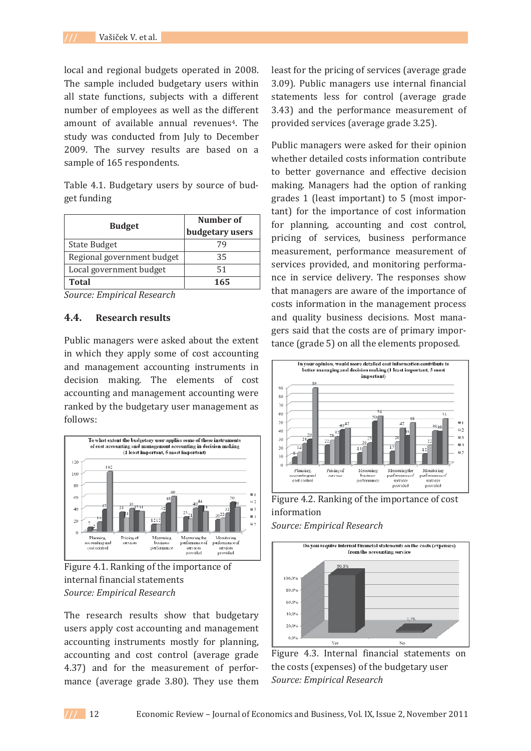local and regional budgets operated in 2008. The sample included budgetary users within all state functions, subjects with a different number of employees as well as the different amount of available annual revenues[4]. The study was conducted from July to December 2009. The survey results are based on a sample of 165 respondents.

Table 4.1. Budgetary users by source of budget funding

| Budget | Number of budgetary users |
|---|---|
| State Budget | 79 |
| Regional government budget | 35 |
| Local government budget | 51 |
| **Total** | **165** |

*Source: Empirical Research*

### 4.4. Research results

Public managers were asked about the extent in which they apply some of cost accounting and management accounting instruments in decision making. The elements of cost accounting and management accounting were ranked by the budgetary user management as follows:

Figure 4.1. Ranking of the importance of internal financial statements

*Source: Empirical Research*

The research results show that budgetary users apply cost accounting and management accounting instruments mostly for planning, accounting and cost control (average grade 4.37) and for the measurement of performance (average grade 3.80). They use them least for the pricing of services (average grade 3.09). Public managers use internal financial statements less for control (average grade 3.43) and the performance measurement of provided services (average grade 3.25).

Public managers were asked for their opinion whether detailed costs information contribute to better governance and effective decision making. Managers had the option of ranking grades 1 (least important) to 5 (most important) for the importance of cost information for planning, accounting and cost control, pricing of services, business performance measurement, performance measurement of services provided, and monitoring performance in service delivery. The responses show that managers are aware of the importance of costs information in the management process and quality business decisions. Most managers said that the costs are of primary importance (grade 5) on all the elements proposed.

Figure 4.2. Ranking of the importance of cost information

*Source: Empirical Research*

Figure 4.3. Internal financial statements on the costs (expenses) of the budgetary user

*Source: Empirical Research*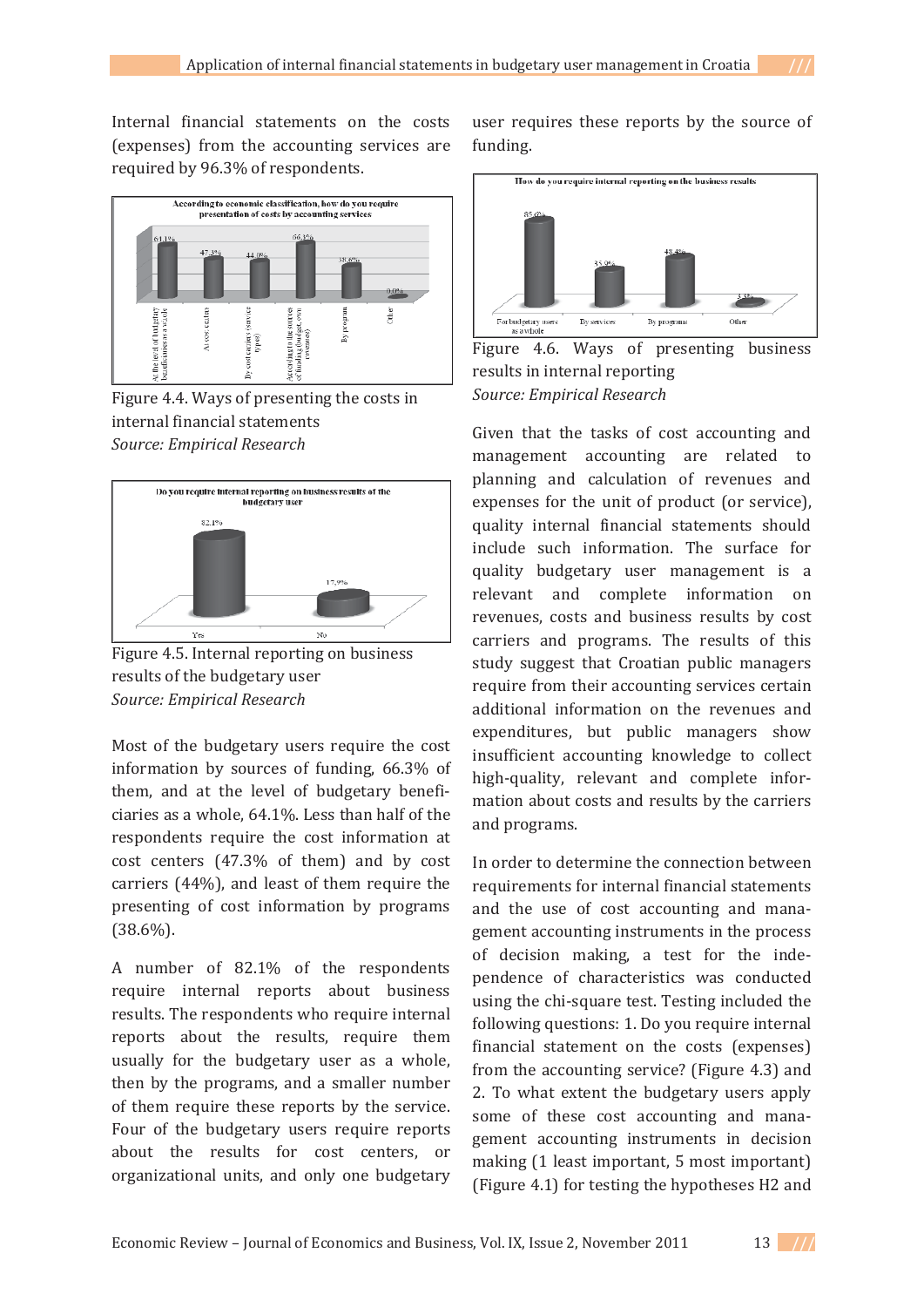Internal financial statements on the costs (expenses) from the accounting services are required by 96.3% of respondents.

Figure 4.4. Ways of presenting the costs in internal financial statements
*Source: Empirical Research*

Figure 4.5. Internal reporting on business results of the budgetary user
*Source: Empirical Research*

Most of the budgetary users require the cost information by sources of funding, 66.3% of them, and at the level of budgetary beneficiaries as a whole, 64.1%. Less than half of the respondents require the cost information at cost centers (47.3% of them) and by cost carriers (44%), and least of them require the presenting of cost information by programs (38.6%).

A number of 82.1% of the respondents require internal reports about business results. The respondents who require internal reports about the results, require them usually for the budgetary user as a whole, then by the programs, and a smaller number of them require these reports by the service. Four of the budgetary users require reports about the results for cost centers, or organizational units, and only one budgetary user requires these reports by the source of funding.

Figure 4.6. Ways of presenting business results in internal reporting
*Source: Empirical Research*

Given that the tasks of cost accounting and management accounting are related to planning and calculation of revenues and expenses for the unit of product (or service), quality internal financial statements should include such information. The surface for quality budgetary user management is a relevant and complete information on revenues, costs and business results by cost carriers and programs. The results of this study suggest that Croatian public managers require from their accounting services certain additional information on the revenues and expenditures, but public managers show insufficient accounting knowledge to collect high-quality, relevant and complete information about costs and results by the carriers and programs.

In order to determine the connection between requirements for internal financial statements and the use of cost accounting and management accounting instruments in the process of decision making, a test for the independence of characteristics was conducted using the chi-square test. Testing included the following questions: 1. Do you require internal financial statement on the costs (expenses) from the accounting service? (Figure 4.3) and 2. To what extent the budgetary users apply some of these cost accounting and management accounting instruments in decision making (1 least important, 5 most important) (Figure 4.1) for testing the hypotheses H2 and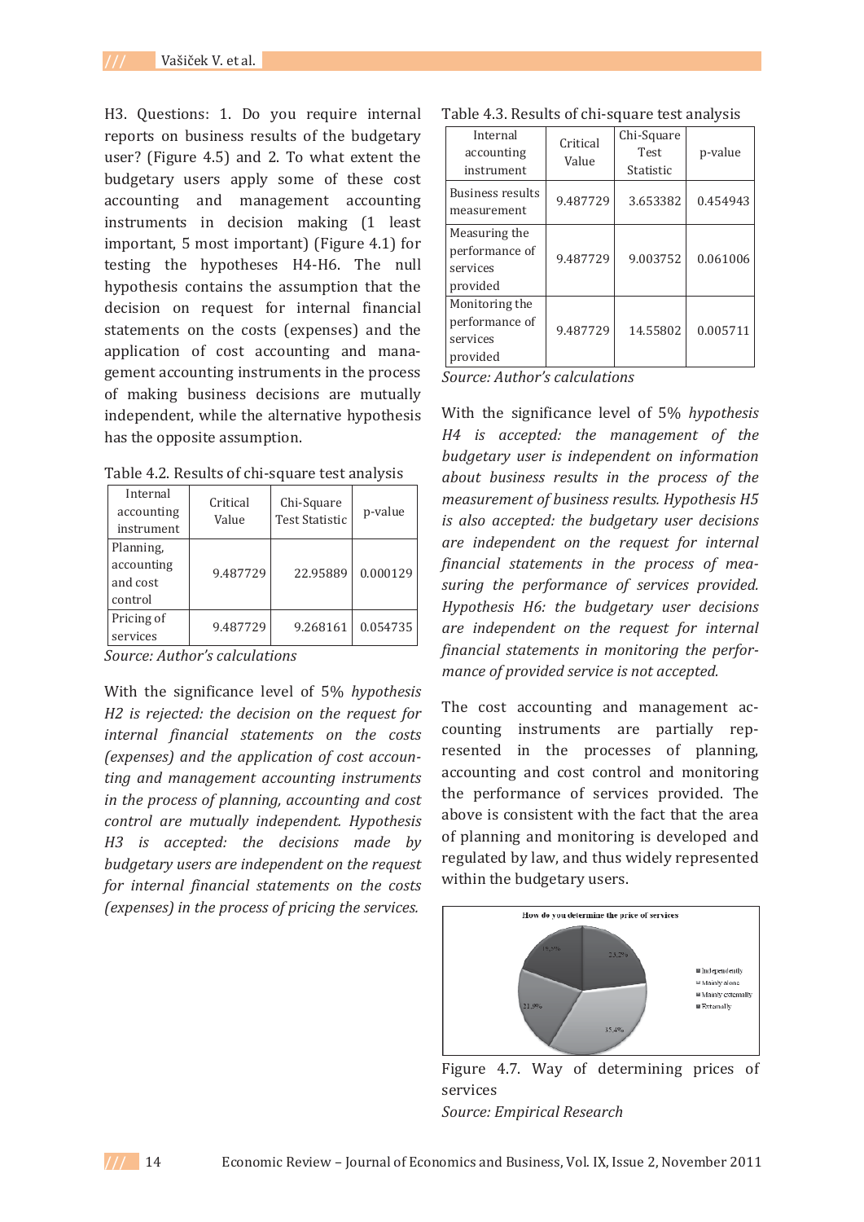H3. Questions: 1. Do you require internal reports on business results of the budgetary user? (Figure 4.5) and 2. To what extent the budgetary users apply some of these cost accounting and management accounting instruments in decision making (1 least important, 5 most important) (Figure 4.1) for testing the hypotheses H4-H6. The null hypothesis contains the assumption that the decision on request for internal financial statements on the costs (expenses) and the application of cost accounting and management accounting instruments in the process of making business decisions are mutually independent, while the alternative hypothesis has the opposite assumption.

Table 4.2. Results of chi-square test analysis

| Internal accounting instrument | Critical Value | Chi-Square Test Statistic | p-value |
|---|---|---|---|
| Planning, accounting and cost control | 9.487729 | 22.95889 | 0.000129 |
| Pricing of services | 9.487729 | 9.268161 | 0.054735 |

*Source: Author's calculations*

With the significance level of 5% *hypothesis H2 is rejected: the decision on the request for internal financial statements on the costs (expenses) and the application of cost accounting and management accounting instruments in the process of planning, accounting and cost control are mutually independent. Hypothesis H3 is accepted: the decisions made by budgetary users are independent on the request for internal financial statements on the costs (expenses) in the process of pricing the services.*

Table 4.3. Results of chi-square test analysis

| Internal accounting instrument | Critical Value | Chi-Square Test Statistic | p-value |
|---|---|---|---|
| Business results measurement | 9.487729 | 3.653382 | 0.454943 |
| Measuring the performance of services provided | 9.487729 | 9.003752 | 0.061006 |
| Monitoring the performance of services provided | 9.487729 | 14.55802 | 0.005711 |

*Source: Author's calculations*

With the significance level of 5% *hypothesis H4 is accepted: the management of the budgetary user is independent on information about business results in the process of the measurement of business results. Hypothesis H5 is also accepted: the budgetary user decisions are independent on the request for internal financial statements in the process of measuring the performance of services provided. Hypothesis H6: the budgetary user decisions are independent on the request for internal financial statements in monitoring the performance of provided service is not accepted.*

The cost accounting and management accounting instruments are partially represented in the processes of planning, accounting and cost control and monitoring the performance of services provided. The above is consistent with the fact that the area of planning and monitoring is developed and regulated by law, and thus widely represented within the budgetary users.

Figure 4.7. Way of determining prices of services

*Source: Empirical Research*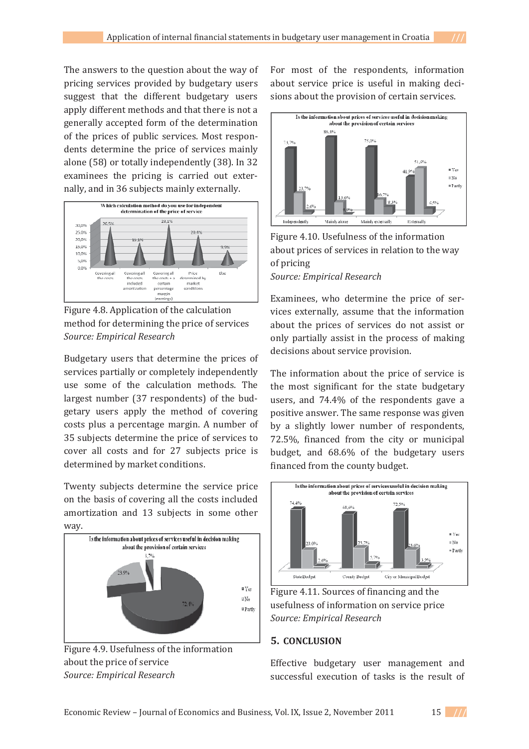The answers to the question about the way of pricing services provided by budgetary users suggest that the different budgetary users apply different methods and that there is not a generally accepted form of the determination of the prices of public services. Most respondents determine the price of services mainly alone (58) or totally independently (38). In 32 examinees the pricing is carried out externally, and in 36 subjects mainly externally.

Figure 4.8. Application of the calculation method for determining the price of services
*Source: Empirical Research*

Budgetary users that determine the prices of services partially or completely independently use some of the calculation methods. The largest number (37 respondents) of the budgetary users apply the method of covering costs plus a percentage margin. A number of 35 subjects determine the price of services to cover all costs and for 27 subjects price is determined by market conditions.

Twenty subjects determine the service price on the basis of covering all the costs included amortization and 13 subjects in some other way.

Figure 4.9. Usefulness of the information about the price of service
*Source: Empirical Research*

For most of the respondents, information about service price is useful in making decisions about the provision of certain services.

Figure 4.10. Usefulness of the information about prices of services in relation to the way of pricing
*Source: Empirical Research*

Examinees, who determine the price of services externally, assume that the information about the prices of services do not assist or only partially assist in the process of making decisions about service provision.

The information about the price of service is the most significant for the state budgetary users, and 74.4% of the respondents gave a positive answer. The same response was given by a slightly lower number of respondents, 72.5%, financed from the city or municipal budget, and 68.6% of the budgetary users financed from the county budget.

Figure 4.11. Sources of financing and the usefulness of information on service price
*Source: Empirical Research*

## 5. CONCLUSION

Effective budgetary user management and successful execution of tasks is the result of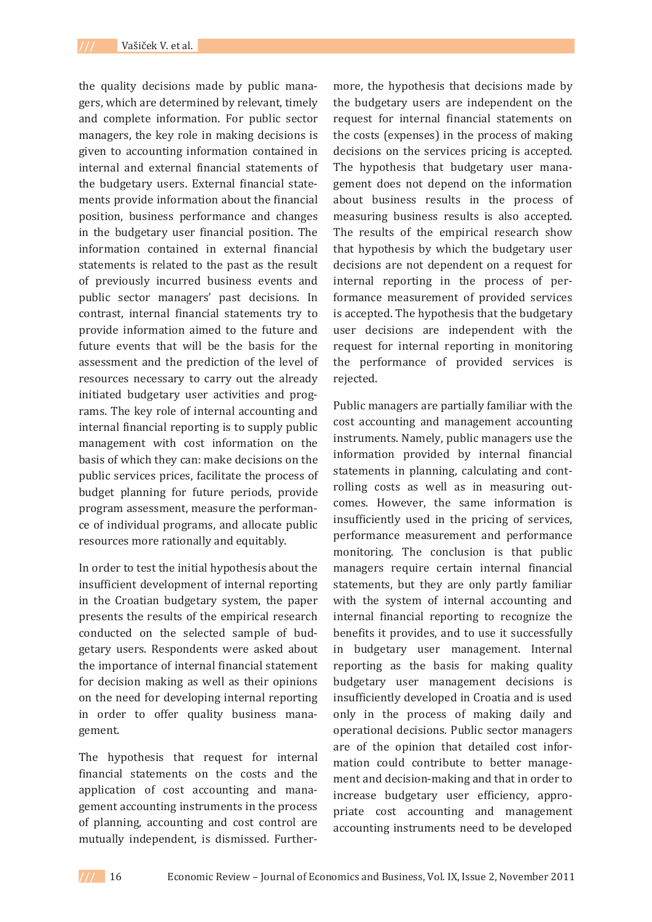the quality decisions made by public managers, which are determined by relevant, timely and complete information. For public sector managers, the key role in making decisions is given to accounting information contained in internal and external financial statements of the budgetary users. External financial statements provide information about the financial position, business performance and changes in the budgetary user financial position. The information contained in external financial statements is related to the past as the result of previously incurred business events and public sector managers' past decisions. In contrast, internal financial statements try to provide information aimed to the future and future events that will be the basis for the assessment and the prediction of the level of resources necessary to carry out the already initiated budgetary user activities and programs. The key role of internal accounting and internal financial reporting is to supply public management with cost information on the basis of which they can: make decisions on the public services prices, facilitate the process of budget planning for future periods, provide program assessment, measure the performance of individual programs, and allocate public resources more rationally and equitably.

In order to test the initial hypothesis about the insufficient development of internal reporting in the Croatian budgetary system, the paper presents the results of the empirical research conducted on the selected sample of budgetary users. Respondents were asked about the importance of internal financial statement for decision making as well as their opinions on the need for developing internal reporting in order to offer quality business management.

The hypothesis that request for internal financial statements on the costs and the application of cost accounting and management accounting instruments in the process of planning, accounting and cost control are mutually independent, is dismissed. Furthermore, the hypothesis that decisions made by the budgetary users are independent on the request for internal financial statements on the costs (expenses) in the process of making decisions on the services pricing is accepted. The hypothesis that budgetary user management does not depend on the information about business results in the process of measuring business results is also accepted. The results of the empirical research show that hypothesis by which the budgetary user decisions are not dependent on a request for internal reporting in the process of performance measurement of provided services is accepted. The hypothesis that the budgetary user decisions are independent with the request for internal reporting in monitoring the performance of provided services is rejected.

Public managers are partially familiar with the cost accounting and management accounting instruments. Namely, public managers use the information provided by internal financial statements in planning, calculating and controlling costs as well as in measuring outcomes. However, the same information is insufficiently used in the pricing of services, performance measurement and performance monitoring. The conclusion is that public managers require certain internal financial statements, but they are only partly familiar with the system of internal accounting and internal financial reporting to recognize the benefits it provides, and to use it successfully in budgetary user management. Internal reporting as the basis for making quality budgetary user management decisions is insufficiently developed in Croatia and is used only in the process of making daily and operational decisions. Public sector managers are of the opinion that detailed cost information could contribute to better management and decision-making and that in order to increase budgetary user efficiency, appropriate cost accounting and management accounting instruments need to be developed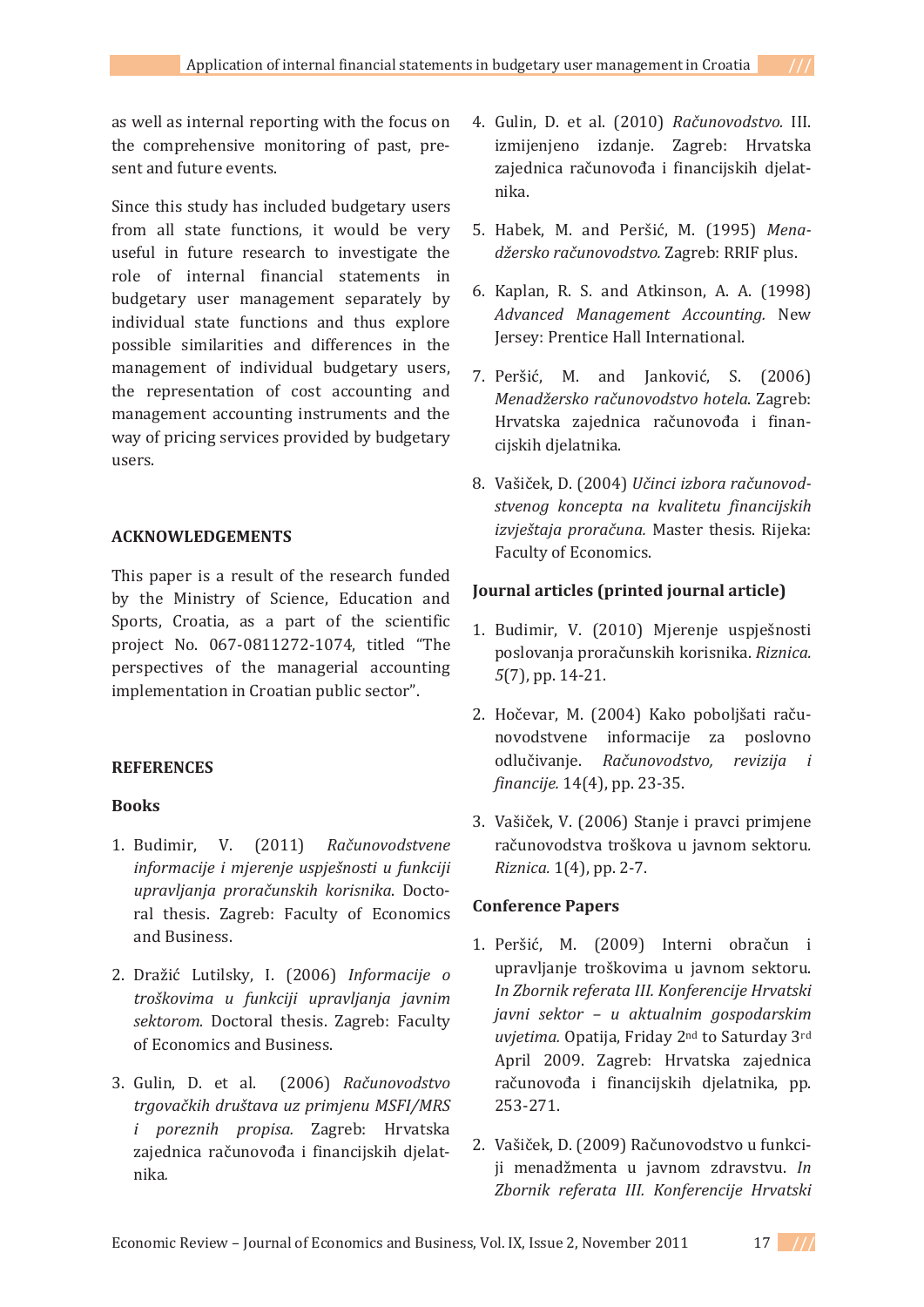as well as internal reporting with the focus on the comprehensive monitoring of past, present and future events.

Since this study has included budgetary users from all state functions, it would be very useful in future research to investigate the role of internal financial statements in budgetary user management separately by individual state functions and thus explore possible similarities and differences in the management of individual budgetary users, the representation of cost accounting and management accounting instruments and the way of pricing services provided by budgetary users.

## ACKNOWLEDGEMENTS

This paper is a result of the research funded by the Ministry of Science, Education and Sports, Croatia, as a part of the scientific project No. 067-0811272-1074, titled "The perspectives of the managerial accounting implementation in Croatian public sector".

## REFERENCES

### Books

1. Budimir, V. (2011) *Računovodstvene informacije i mjerenje uspješnosti u funkciji upravljanja proračunskih korisnika*. Doctoral thesis. Zagreb: Faculty of Economics and Business.

2. Dražić Lutilsky, I. (2006) *Informacije o troškovima u funkciji upravljanja javnim sektorom.* Doctoral thesis. Zagreb: Faculty of Economics and Business.

3. Gulin, D. et al. (2006) *Računovodstvo trgovačkih društava uz primjenu MSFI/MRS i poreznih propisa.* Zagreb: Hrvatska zajednica računovođa i financijskih djelatnika.

4. Gulin, D. et al. (2010) *Računovodstvo.* III. izmijenjeno izdanje. Zagreb: Hrvatska zajednica računovođa i financijskih djelatnika.

5. Habek, M. and Peršić, M. (1995) *Menadžersko računovodstvo.* Zagreb: RRIF plus.

6. Kaplan, R. S. and Atkinson, A. A. (1998) *Advanced Management Accounting.* New Jersey: Prentice Hall International.

7. Peršić, M. and Janković, S. (2006) *Menadžersko računovodstvo hotela*. Zagreb: Hrvatska zajednica računovođa i financijskih djelatnika.

8. Vašiček, D. (2004) *Učinci izbora računovodstvenog koncepta na kvalitetu financijskih izvještaja proračuna.* Master thesis. Rijeka: Faculty of Economics.

### Journal articles (printed journal article)

1. Budimir, V. (2010) Mjerenje uspješnosti poslovanja proračunskih korisnika. *Riznica. 5*(7), pp. 14-21.

2. Hočevar, M. (2004) Kako poboljšati računovodstvene informacije za poslovno odlučivanje. *Računovodstvo, revizija i financije.* 14(4), pp. 23-35.

3. Vašiček, V. (2006) Stanje i pravci primjene računovodstva troškova u javnom sektoru. *Riznica.* 1(4), pp. 2-7.

### Conference Papers

1. Peršić, M. (2009) Interni obračun i upravljanje troškovima u javnom sektoru. *In Zbornik referata III. Konferencije Hrvatski javni sektor – u aktualnim gospodarskim uvjetima.* Opatija, Friday 2nd to Saturday 3rd April 2009. Zagreb: Hrvatska zajednica računovođa i financijskih djelatnika, pp. 253-271.

2. Vašiček, D. (2009) Računovodstvo u funkciji menadžmenta u javnom zdravstvu. *In Zbornik referata III. Konferencije Hrvatski*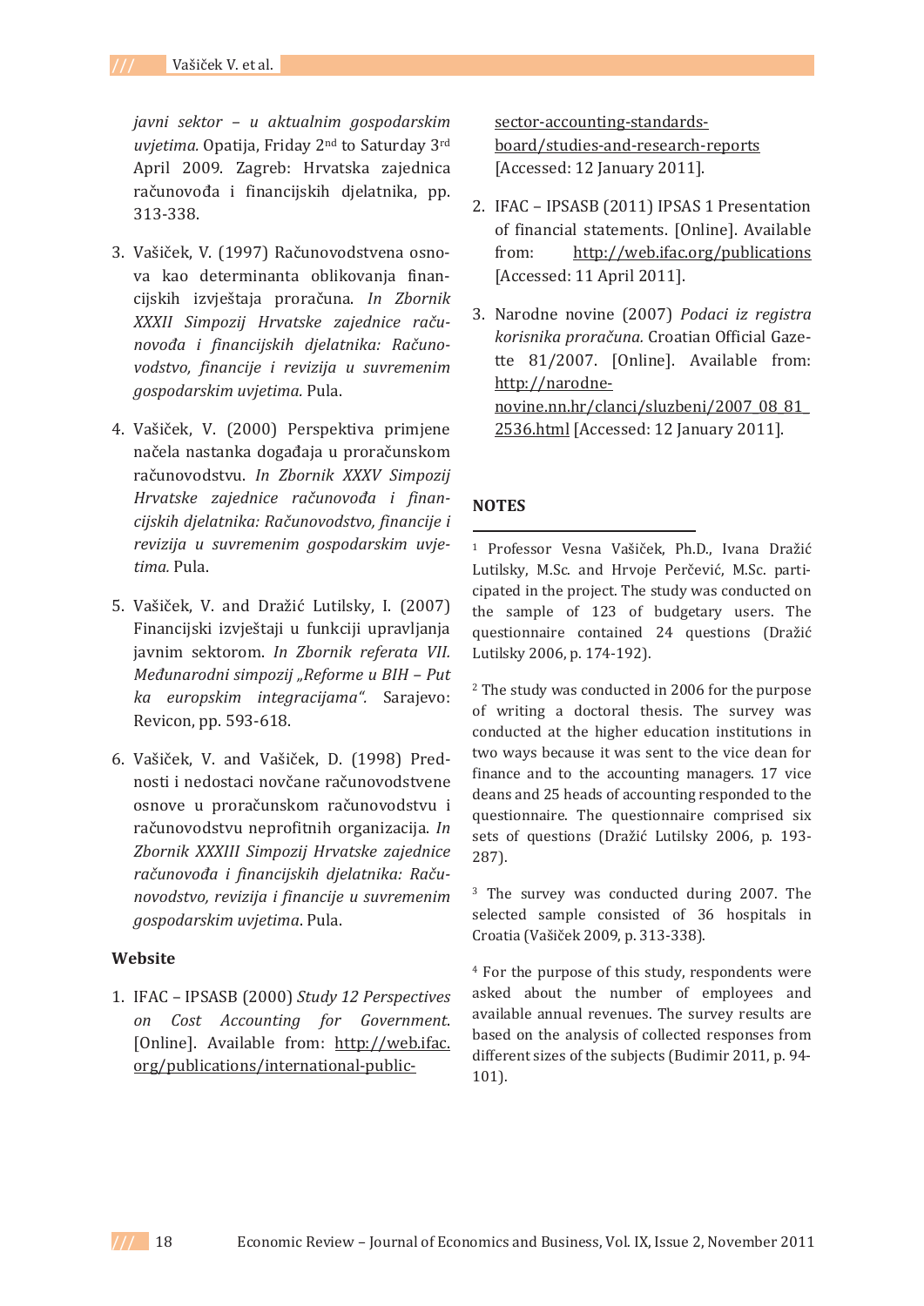*javni sektor – u aktualnim gospodarskim uvjetima.* Opatija, Friday 2nd to Saturday 3rd April 2009. Zagreb: Hrvatska zajednica računovođa i financijskih djelatnika, pp. 313-338.

3. Vašiček, V. (1997) Računovodstvena osnova kao determinanta oblikovanja financijskih izvještaja proračuna. *In Zbornik XXXII Simpozij Hrvatske zajednice računovođa i financijskih djelatnika: Računovodstvo, financije i revizija u suvremenim gospodarskim uvjetima.* Pula.

4. Vašiček, V. (2000) Perspektiva primjene načela nastanka događaja u proračunskom računovodstvu. *In Zbornik XXXV Simpozij Hrvatske zajednice računovođa i financijskih djelatnika: Računovodstvo, financije i revizija u suvremenim gospodarskim uvjetima.* Pula.

5. Vašiček, V. and Dražić Lutilsky, I. (2007) Financijski izvještaji u funkciji upravljanja javnim sektorom. *In Zbornik referata VII. Međunarodni simpozij „Reforme u BIH – Put ka europskim integracijama".* Sarajevo: Revicon, pp. 593-618.

6. Vašiček, V. and Vašiček, D. (1998) Prednosti i nedostaci novčane računovodstvene osnove u proračunskom računovodstvu i računovodstvu neprofitnih organizacija. *In Zbornik XXXIII Simpozij Hrvatske zajednice računovođa i financijskih djelatnika: Računovodstvo, revizija i financije u suvremenim gospodarskim uvjetima*. Pula.

### Website

1. IFAC – IPSASB (2000) *Study 12 Perspectives on Cost Accounting for Government.* [Online]. Available from: http://web.ifac.org/publications/international-public-sector-accounting-standards-board/studies-and-research-reports [Accessed: 12 January 2011].

2. IFAC – IPSASB (2011) IPSAS 1 Presentation of financial statements. [Online]. Available from: http://web.ifac.org/publications [Accessed: 11 April 2011].

3. Narodne novine (2007) *Podaci iz registra korisnika proračuna.* Croatian Official Gazette 81/2007. [Online]. Available from: http://narodne-novine.nn.hr/clanci/sluzbeni/2007_08_81_2536.html [Accessed: 12 January 2011].

### NOTES

[1] Professor Vesna Vašiček, Ph.D., Ivana Dražić Lutilsky, M.Sc. and Hrvoje Perčević, M.Sc. participated in the project. The study was conducted on the sample of 123 of budgetary users. The questionnaire contained 24 questions (Dražić Lutilsky 2006, p. 174-192).

[2] The study was conducted in 2006 for the purpose of writing a doctoral thesis. The survey was conducted at the higher education institutions in two ways because it was sent to the vice dean for finance and to the accounting managers. 17 vice deans and 25 heads of accounting responded to the questionnaire. The questionnaire comprised six sets of questions (Dražić Lutilsky 2006, p. 193-287).

[3] The survey was conducted during 2007. The selected sample consisted of 36 hospitals in Croatia (Vašiček 2009, p. 313-338).

[4] For the purpose of this study, respondents were asked about the number of employees and available annual revenues. The survey results are based on the analysis of collected responses from different sizes of the subjects (Budimir 2011, p. 94-101).